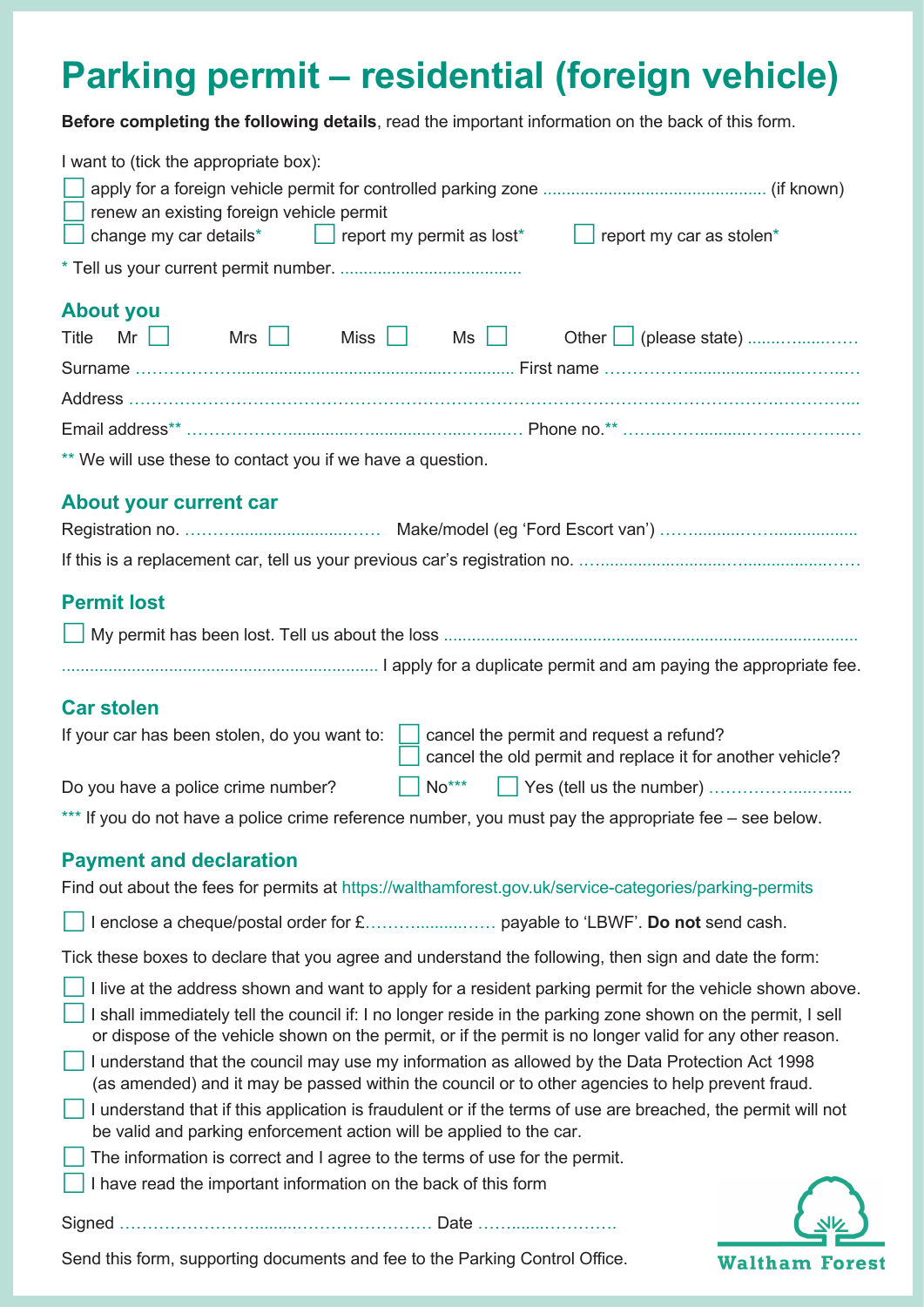# Parking permit – residential (foreign vehicle)

**Before completing the following details**, read the important information on the back of this form.

I want to (tick the appropriate box):

- ☐ apply for a foreign vehicle permit for controlled parking zone .............................................. (if known)
- ☐ renew an existing foreign vehicle permit
- ☐ change my car details* ☐ report my permit as lost* ☐ report my car as stolen*

\* Tell us your current permit number. ......................................

## About you

Title Mr ☐ Mrs ☐ Miss ☐ Ms ☐ Other ☐ (please state) ....................

Surname .................................................................................. First name ..........................................

Address ......................................................................................................................................................

Email address** .......................................................................... Phone no.** ........................................

** We will use these to contact you if we have a question.

## About your current car

Registration no. ........................................ Make/model (eg 'Ford Escort van') ..........................................

If this is a replacement car, tell us your previous car's registration no. ..........................................................

## Permit lost

☐ My permit has been lost. Tell us about the loss ..........................................................................................

.................................................................... I apply for a duplicate permit and am paying the appropriate fee.

## Car stolen

If your car has been stolen, do you want to:
- ☐ cancel the permit and request a refund?
- ☐ cancel the old permit and replace it for another vehicle?

Do you have a police crime number? ☐ No*** ☐ Yes (tell us the number) ..............................

*** If you do not have a police crime reference number, you must pay the appropriate fee – see below.

## Payment and declaration

Find out about the fees for permits at https://walthamforest.gov.uk/service-categories/parking-permits

☐ I enclose a cheque/postal order for £........................ payable to 'LBWF'. **Do not** send cash.

Tick these boxes to declare that you agree and understand the following, then sign and date the form:

- ☐ I live at the address shown and want to apply for a resident parking permit for the vehicle shown above.
- ☐ I shall immediately tell the council if: I no longer reside in the parking zone shown on the permit, I sell or dispose of the vehicle shown on the permit, or if the permit is no longer valid for any other reason.
- ☐ I understand that the council may use my information as allowed by the Data Protection Act 1998 (as amended) and it may be passed within the council or to other agencies to help prevent fraud.
- ☐ I understand that if this application is fraudulent or if the terms of use are breached, the permit will not be valid and parking enforcement action will be applied to the car.
- ☐ The information is correct and I agree to the terms of use for the permit.
- ☐ I have read the important information on the back of this form

Signed .................................................................. Date ..............................

Send this form, supporting documents and fee to the Parking Control Office.

Waltham Forest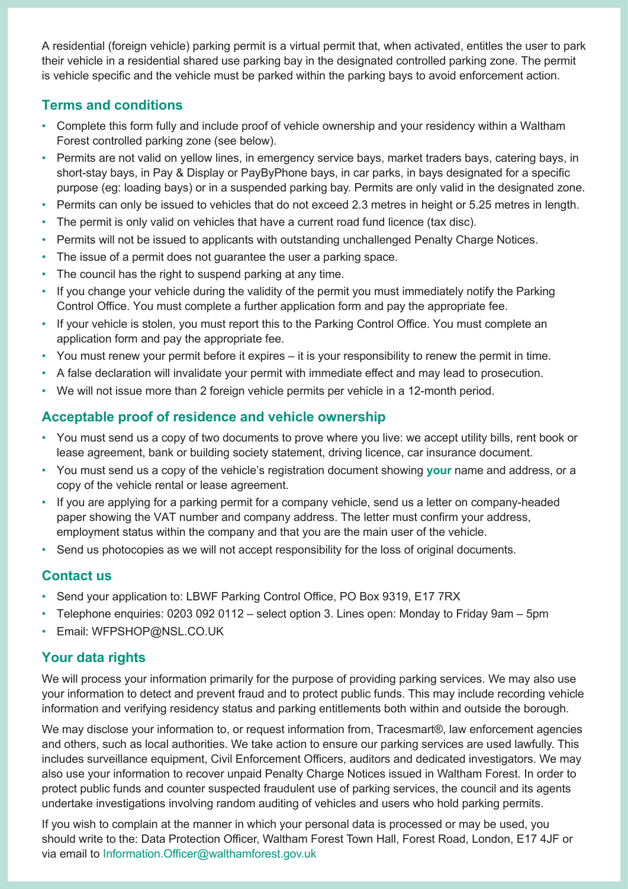A residential (foreign vehicle) parking permit is a virtual permit that, when activated, entitles the user to park their vehicle in a residential shared use parking bay in the designated controlled parking zone. The permit is vehicle specific and the vehicle must be parked within the parking bays to avoid enforcement action.

## Terms and conditions

- Complete this form fully and include proof of vehicle ownership and your residency within a Waltham Forest controlled parking zone (see below).
- Permits are not valid on yellow lines, in emergency service bays, market traders bays, catering bays, in short-stay bays, in Pay & Display or PayByPhone bays, in car parks, in bays designated for a specific purpose (eg: loading bays) or in a suspended parking bay. Permits are only valid in the designated zone.
- Permits can only be issued to vehicles that do not exceed 2.3 metres in height or 5.25 metres in length.
- The permit is only valid on vehicles that have a current road fund licence (tax disc).
- Permits will not be issued to applicants with outstanding unchallenged Penalty Charge Notices.
- The issue of a permit does not guarantee the user a parking space.
- The council has the right to suspend parking at any time.
- If you change your vehicle during the validity of the permit you must immediately notify the Parking Control Office. You must complete a further application form and pay the appropriate fee.
- If your vehicle is stolen, you must report this to the Parking Control Office. You must complete an application form and pay the appropriate fee.
- You must renew your permit before it expires – it is your responsibility to renew the permit in time.
- A false declaration will invalidate your permit with immediate effect and may lead to prosecution.
- We will not issue more than 2 foreign vehicle permits per vehicle in a 12-month period.

## Acceptable proof of residence and vehicle ownership

- You must send us a copy of two documents to prove where you live: we accept utility bills, rent book or lease agreement, bank or building society statement, driving licence, car insurance document.
- You must send us a copy of the vehicle's registration document showing **your** name and address, or a copy of the vehicle rental or lease agreement.
- If you are applying for a parking permit for a company vehicle, send us a letter on company-headed paper showing the VAT number and company address. The letter must confirm your address, employment status within the company and that you are the main user of the vehicle.
- Send us photocopies as we will not accept responsibility for the loss of original documents.

## Contact us

- Send your application to: LBWF Parking Control Office, PO Box 9319, E17 7RX
- Telephone enquiries: 0203 092 0112 – select option 3. Lines open: Monday to Friday 9am – 5pm
- Email: WFPSHOP@NSL.CO.UK

## Your data rights

We will process your information primarily for the purpose of providing parking services. We may also use your information to detect and prevent fraud and to protect public funds. This may include recording vehicle information and verifying residency status and parking entitlements both within and outside the borough.

We may disclose your information to, or request information from, Tracesmart®, law enforcement agencies and others, such as local authorities. We take action to ensure our parking services are used lawfully. This includes surveillance equipment, Civil Enforcement Officers, auditors and dedicated investigators. We may also use your information to recover unpaid Penalty Charge Notices issued in Waltham Forest. In order to protect public funds and counter suspected fraudulent use of parking services, the council and its agents undertake investigations involving random auditing of vehicles and users who hold parking permits.

If you wish to complain at the manner in which your personal data is processed or may be used, you should write to the: Data Protection Officer, Waltham Forest Town Hall, Forest Road, London, E17 4JF or via email to Information.Officer@walthamforest.gov.uk